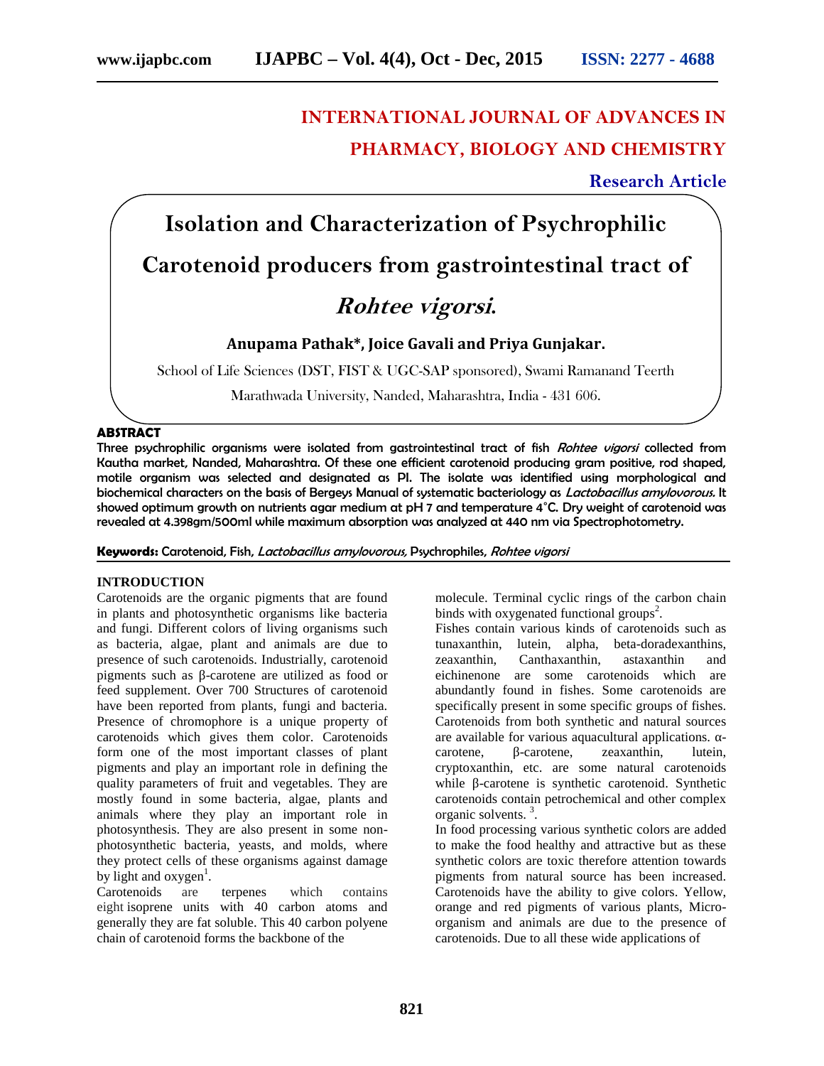**INTERNATIONAL JOURNAL OF ADVANCES IN PHARMACY, BIOLOGY AND CHEMISTRY**

**Research Article**

# Isolation and Characterization of Psychrophilic Carotenoid producers from gastrointestinal tract of *Rohtee vigorsi.*

**Anupama Pathak\*, Joice Gavali and Priya Gunjakar.**

School of Life Sciences (DST, FIST & UGC-SAP sponsored), Swami Ramanand Teerth Marathwada University, Nanded, Maharashtra, India - 431 606.

## ABSTRACT

**Three psychrophilic organisms were isolated from gastrointestinal tract of fish *Rohtee vigorsi* collected from Kautha market, Nanded, Maharashtra. Of these one efficient carotenoid producing gram positive, rod shaped, motile organism was selected and designated as PI. The isolate was identified using morphological and biochemical characters on the basis of Bergeys Manual of systematic bacteriology as *Lactobacillus amylovorous.* It showed optimum growth on nutrients agar medium at pH 7 and temperature 4˚C. Dry weight of carotenoid was revealed at 4.398gm/500ml while maximum absorption was analyzed at 440 nm via Spectrophotometry.**

**Keywords:** Carotenoid, Fish, *Lactobacillus amylovorous,* Psychrophiles, *Rohtee vigorsi*

## INTRODUCTION

Carotenoids are the organic pigments that are found in plants and photosynthetic organisms like bacteria and fungi. Different colors of living organisms such as bacteria, algae, plant and animals are due to presence of such carotenoids. Industrially, carotenoid pigments such as β-carotene are utilized as food or feed supplement. Over 700 Structures of carotenoid have been reported from plants, fungi and bacteria. Presence of chromophore is a unique property of carotenoids which gives them color. Carotenoids form one of the most important classes of plant pigments and play an important role in defining the quality parameters of fruit and vegetables. They are mostly found in some bacteria, algae, plants and animals where they play an important role in photosynthesis. They are also present in some non-photosynthetic bacteria, yeasts, and molds, where they protect cells of these organisms against damage by light and oxygen[1].

Carotenoids are terpenes which contains eight isoprene units with 40 carbon atoms and generally they are fat soluble. This 40 carbon polyene chain of carotenoid forms the backbone of the molecule. Terminal cyclic rings of the carbon chain binds with oxygenated functional groups[2].

Fishes contain various kinds of carotenoids such as tunaxanthin, lutein, alpha, beta-doradexanthins, zeaxanthin, Canthaxanthin, astaxanthin and eichinenone are some carotenoids which are abundantly found in fishes. Some carotenoids are specifically present in some specific groups of fishes. Carotenoids from both synthetic and natural sources are available for various aquacultural applications. α-carotene, β-carotene, zeaxanthin, lutein, cryptoxanthin, etc. are some natural carotenoids while β-carotene is synthetic carotenoid. Synthetic carotenoids contain petrochemical and other complex organic solvents. [3].

In food processing various synthetic colors are added to make the food healthy and attractive but as these synthetic colors are toxic therefore attention towards pigments from natural source has been increased. Carotenoids have the ability to give colors. Yellow, orange and red pigments of various plants, Micro-organism and animals are due to the presence of carotenoids. Due to all these wide applications of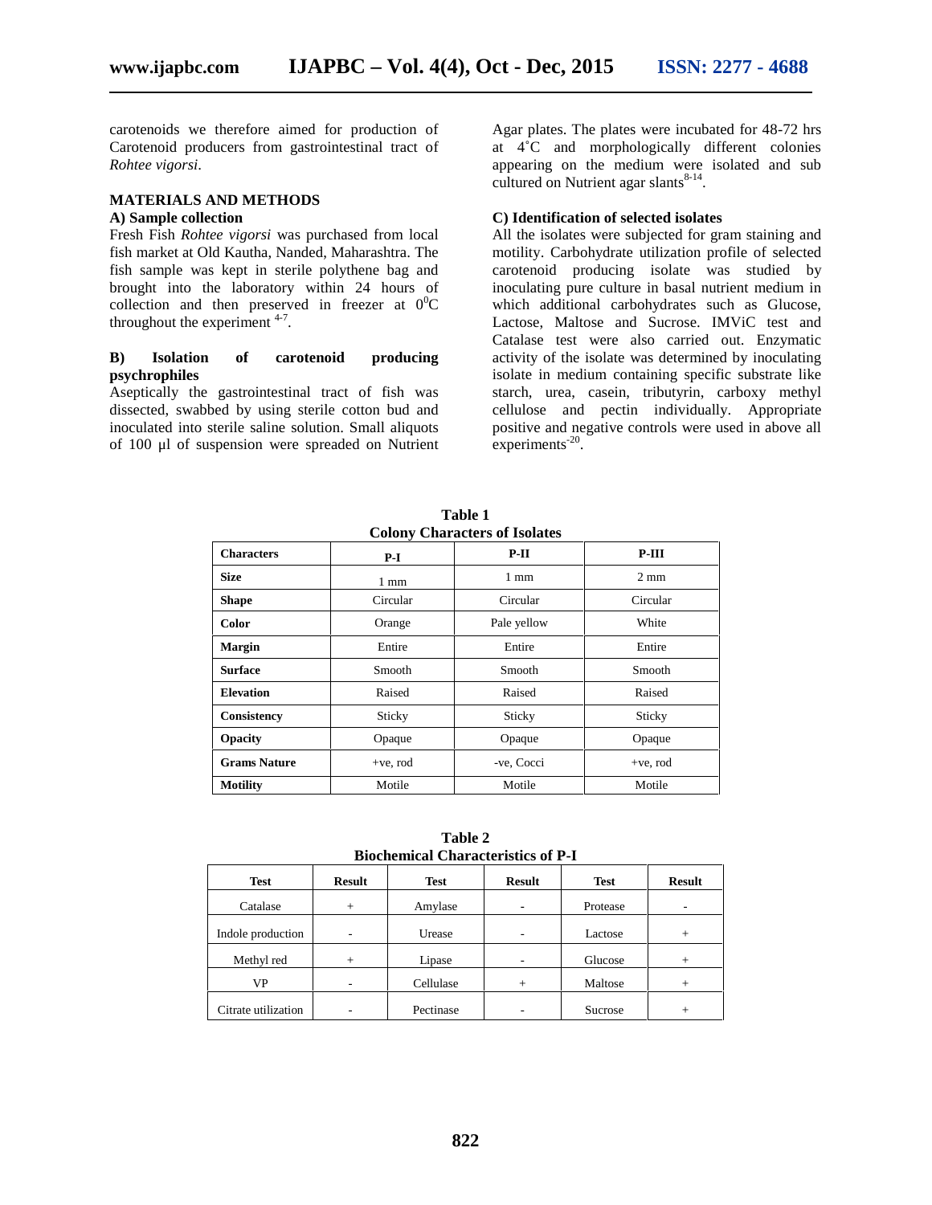carotenoids we therefore aimed for production of Carotenoid producers from gastrointestinal tract of *Rohtee vigorsi*.

## MATERIALS AND METHODS

### A) Sample collection

Fresh Fish *Rohtee vigorsi* was purchased from local fish market at Old Kautha, Nanded, Maharashtra. The fish sample was kept in sterile polythene bag and brought into the laboratory within 24 hours of collection and then preserved in freezer at $0^0$C throughout the experiment [4-7].

### B) Isolation of carotenoid producing psychrophiles

Aseptically the gastrointestinal tract of fish was dissected, swabbed by using sterile cotton bud and inoculated into sterile saline solution. Small aliquots of 100 µl of suspension were spreaded on Nutrient Agar plates. The plates were incubated for 48-72 hrs at 4˚C and morphologically different colonies appearing on the medium were isolated and sub cultured on Nutrient agar slants [8-14].

### C) Identification of selected isolates

All the isolates were subjected for gram staining and motility. Carbohydrate utilization profile of selected carotenoid producing isolate was studied by inoculating pure culture in basal nutrient medium in which additional carbohydrates such as Glucose, Lactose, Maltose and Sucrose. IMViC test and Catalase test were also carried out. Enzymatic activity of the isolate was determined by inoculating isolate in medium containing specific substrate like starch, urea, casein, tributyrin, carboxy methyl cellulose and pectin individually. Appropriate positive and negative controls were used in above all experiments [-20].

**Table 1**
**Colony Characters of Isolates**

| Characters | P-I | P-II | P-III |
|---|---|---|---|
| **Size** | 1 mm | 1 mm | 2 mm |
| **Shape** | Circular | Circular | Circular |
| **Color** | Orange | Pale yellow | White |
| **Margin** | Entire | Entire | Entire |
| **Surface** | Smooth | Smooth | Smooth |
| **Elevation** | Raised | Raised | Raised |
| **Consistency** | Sticky | Sticky | Sticky |
| **Opacity** | Opaque | Opaque | Opaque |
| **Grams Nature** | +ve, rod | -ve, Cocci | +ve, rod |
| **Motility** | Motile | Motile | Motile |

**Table 2**
**Biochemical Characteristics of P-I**

| Test | Result | Test | Result | Test | Result |
|---|---|---|---|---|---|
| Catalase | + | Amylase | - | Protease | - |
| Indole production | - | Urease | - | Lactose | + |
| Methyl red | + | Lipase | - | Glucose | + |
| VP | - | Cellulase | + | Maltose | + |
| Citrate utilization | - | Pectinase | - | Sucrose | + |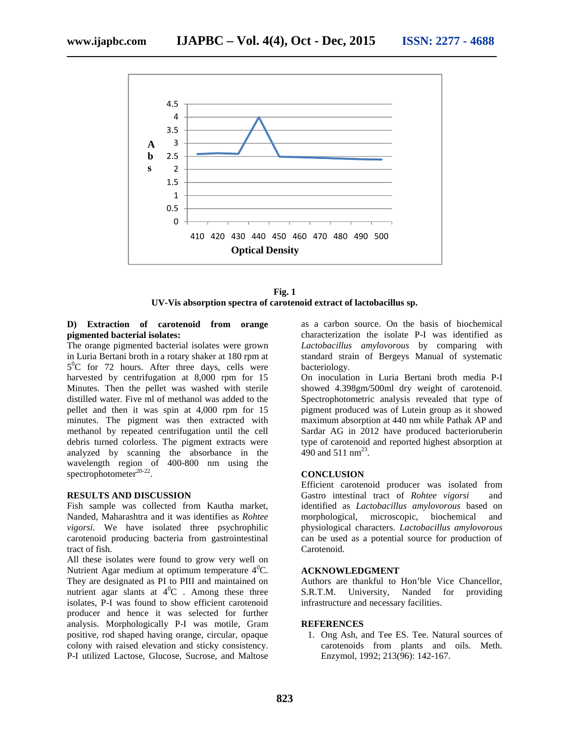A
b
s

4.5
4
3.5
3
2.5
2
1.5
1
0.5
0

410 420 430 440 450 460 470 480 490 500

Optical Density

**Fig. 1**
**UV-Vis absorption spectra of carotenoid extract of lactobacillus sp.**

**D) Extraction of carotenoid from orange pigmented bacterial isolates:**
The orange pigmented bacterial isolates were grown in Luria Bertani broth in a rotary shaker at 180 rpm at $5^0$C for 72 hours. After three days, cells were harvested by centrifugation at 8,000 rpm for 15 Minutes. Then the pellet was washed with sterile distilled water. Five ml of methanol was added to the pellet and then it was spin at 4,000 rpm for 15 minutes. The pigment was then extracted with methanol by repeated centrifugation until the cell debris turned colorless. The pigment extracts were analyzed by scanning the absorbance in the wavelength region of 400-800 nm using the spectrophotometer[20-22].

## RESULTS AND DISCUSSION

Fish sample was collected from Kautha market, Nanded, Maharashtra and it was identifies as *Rohtee vigorsi.* We have isolated three psychrophilic carotenoid producing bacteria from gastrointestinal tract of fish.

All these isolates were found to grow very well on Nutrient Agar medium at optimum temperature $4^0$C. They are designated as PI to PIII and maintained on nutrient agar slants at $4^0$C . Among these three isolates, P-I was found to show efficient carotenoid producer and hence it was selected for further analysis. Morphologically P-I was motile, Gram positive, rod shaped having orange, circular, opaque colony with raised elevation and sticky consistency. P-I utilized Lactose, Glucose, Sucrose, and Maltose as a carbon source. On the basis of biochemical characterization the isolate P-I was identified as *Lactobacillus amylovorous* by comparing with standard strain of Bergeys Manual of systematic bacteriology.

On inoculation in Luria Bertani broth media P-I showed 4.398gm/500ml dry weight of carotenoid. Spectrophotometric analysis revealed that type of pigment produced was of Lutein group as it showed maximum absorption at 440 nm while Pathak AP and Sardar AG in 2012 have produced bacterioruberin type of carotenoid and reported highest absorption at 490 and 511 nm[23].

## CONCLUSION

Efficient carotenoid producer was isolated from Gastro intestinal tract of *Rohtee vigorsi* and identified as *Lactobacillus amylovorous* based on morphological, microscopic, biochemical and physiological characters. *Lactobacillus amylovorous* can be used as a potential source for production of Carotenoid.

## ACKNOWLEDGMENT

Authors are thankful to Hon'ble Vice Chancellor, S.R.T.M. University, Nanded for providing infrastructure and necessary facilities.

## REFERENCES

1. Ong Ash, and Tee ES. Tee. Natural sources of carotenoids from plants and oils. Meth. Enzymol, 1992; 213(96): 142-167.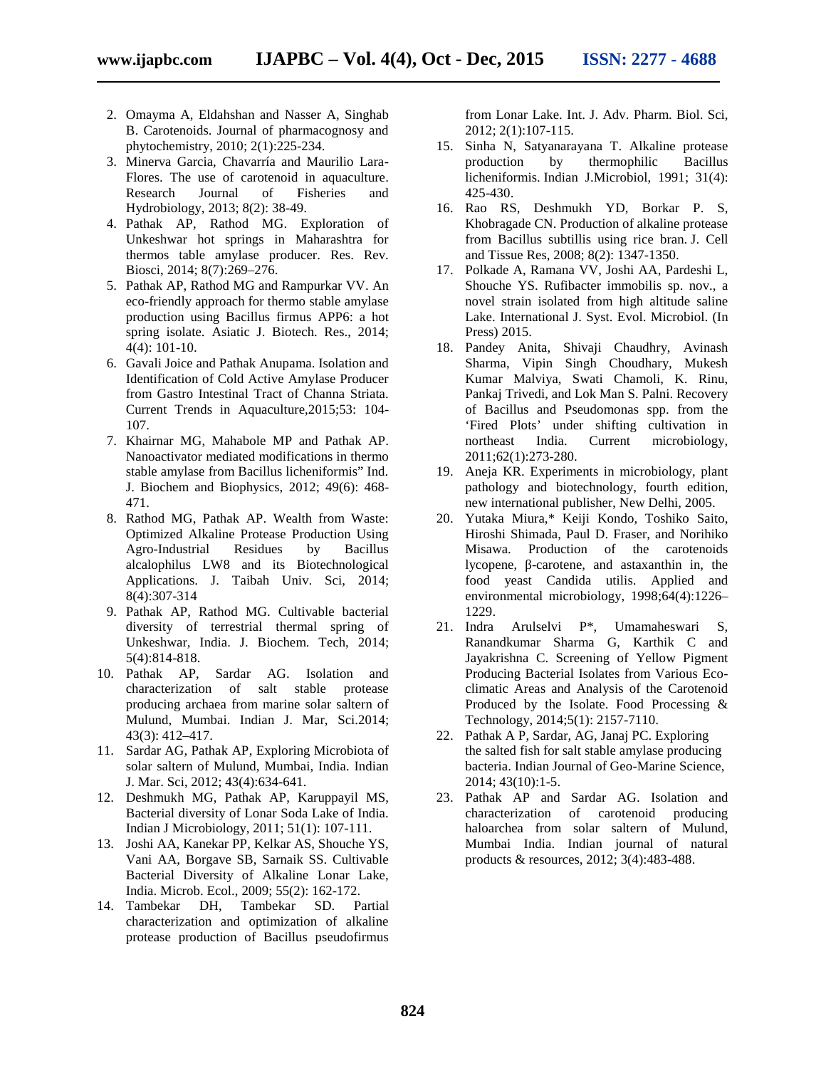2. Omayma A, Eldahshan and Nasser A, Singhab B. Carotenoids. Journal of pharmacognosy and phytochemistry, 2010; 2(1):225-234.
3. Minerva Garcia, Chavarría and Maurilio Lara-Flores. The use of carotenoid in aquaculture. Research Journal of Fisheries and Hydrobiology, 2013; 8(2): 38-49.
4. Pathak AP, Rathod MG. Exploration of Unkeshwar hot springs in Maharashtra for thermos table amylase producer. Res. Rev. Biosci, 2014; 8(7):269–276.
5. Pathak AP, Rathod MG and Rampurkar VV. An eco-friendly approach for thermo stable amylase production using Bacillus firmus APP6: a hot spring isolate. Asiatic J. Biotech. Res., 2014; 4(4): 101-10.
6. Gavali Joice and Pathak Anupama. Isolation and Identification of Cold Active Amylase Producer from Gastro Intestinal Tract of Channa Striata. Current Trends in Aquaculture,2015;53: 104-107.
7. Khairnar MG, Mahabole MP and Pathak AP. Nanoactivator mediated modifications in thermo stable amylase from Bacillus licheniformis" Ind. J. Biochem and Biophysics, 2012; 49(6): 468-471.
8. Rathod MG, Pathak AP. Wealth from Waste: Optimized Alkaline Protease Production Using Agro-Industrial Residues by Bacillus alcalophilus LW8 and its Biotechnological Applications. J. Taibah Univ. Sci, 2014; 8(4):307-314
9. Pathak AP, Rathod MG. Cultivable bacterial diversity of terrestrial thermal spring of Unkeshwar, India. J. Biochem. Tech, 2014; 5(4):814-818.
10. Pathak AP, Sardar AG. Isolation and characterization of salt stable protease producing archaea from marine solar saltern of Mulund, Mumbai. Indian J. Mar, Sci.2014; 43(3): 412–417.
11. Sardar AG, Pathak AP, Exploring Microbiota of solar saltern of Mulund, Mumbai, India. Indian J. Mar. Sci, 2012; 43(4):634-641.
12. Deshmukh MG, Pathak AP, Karuppayil MS, Bacterial diversity of Lonar Soda Lake of India. Indian J Microbiology, 2011; 51(1): 107-111.
13. Joshi AA, Kanekar PP, Kelkar AS, Shouche YS, Vani AA, Borgave SB, Sarnaik SS. Cultivable Bacterial Diversity of Alkaline Lonar Lake, India. Microb. Ecol., 2009; 55(2): 162-172.
14. Tambekar DH, Tambekar SD. Partial characterization and optimization of alkaline protease production of Bacillus pseudofirmus from Lonar Lake. Int. J. Adv. Pharm. Biol. Sci, 2012; 2(1):107-115.
15. Sinha N, Satyanarayana T. Alkaline protease production by thermophilic Bacillus licheniformis. Indian J.Microbiol, 1991; 31(4): 425-430.
16. Rao RS, Deshmukh YD, Borkar P. S, Khobragade CN. Production of alkaline protease from Bacillus subtillis using rice bran. J. Cell and Tissue Res, 2008; 8(2): 1347-1350.
17. Polkade A, Ramana VV, Joshi AA, Pardeshi L, Shouche YS. Rufibacter immobilis sp. nov., a novel strain isolated from high altitude saline Lake. International J. Syst. Evol. Microbiol. (In Press) 2015.
18. Pandey Anita, Shivaji Chaudhry, Avinash Sharma, Vipin Singh Choudhary, Mukesh Kumar Malviya, Swati Chamoli, K. Rinu, Pankaj Trivedi, and Lok Man S. Palni. Recovery of Bacillus and Pseudomonas spp. from the 'Fired Plots' under shifting cultivation in northeast India. Current microbiology, 2011;62(1):273-280.
19. Aneja KR. Experiments in microbiology, plant pathology and biotechnology, fourth edition, new international publisher, New Delhi, 2005.
20. Yutaka Miura,* Keiji Kondo, Toshiko Saito, Hiroshi Shimada, Paul D. Fraser, and Norihiko Misawa. Production of the carotenoids lycopene, β-carotene, and astaxanthin in, the food yeast Candida utilis. Applied and environmental microbiology, 1998;64(4):1226–1229.
21. Indra Arulselvi P*, Umamaheswari S, Ranandkumar Sharma G, Karthik C and Jayakrishna C. Screening of Yellow Pigment Producing Bacterial Isolates from Various Eco-climatic Areas and Analysis of the Carotenoid Produced by the Isolate. Food Processing & Technology, 2014;5(1): 2157-7110.
22. Pathak A P, Sardar, AG, Janaj PC. Exploring the salted fish for salt stable amylase producing bacteria. Indian Journal of Geo-Marine Science, 2014; 43(10):1-5.
23. Pathak AP and Sardar AG. Isolation and characterization of carotenoid producing haloarchea from solar saltern of Mulund, Mumbai India. Indian journal of natural products & resources, 2012; 3(4):483-488.